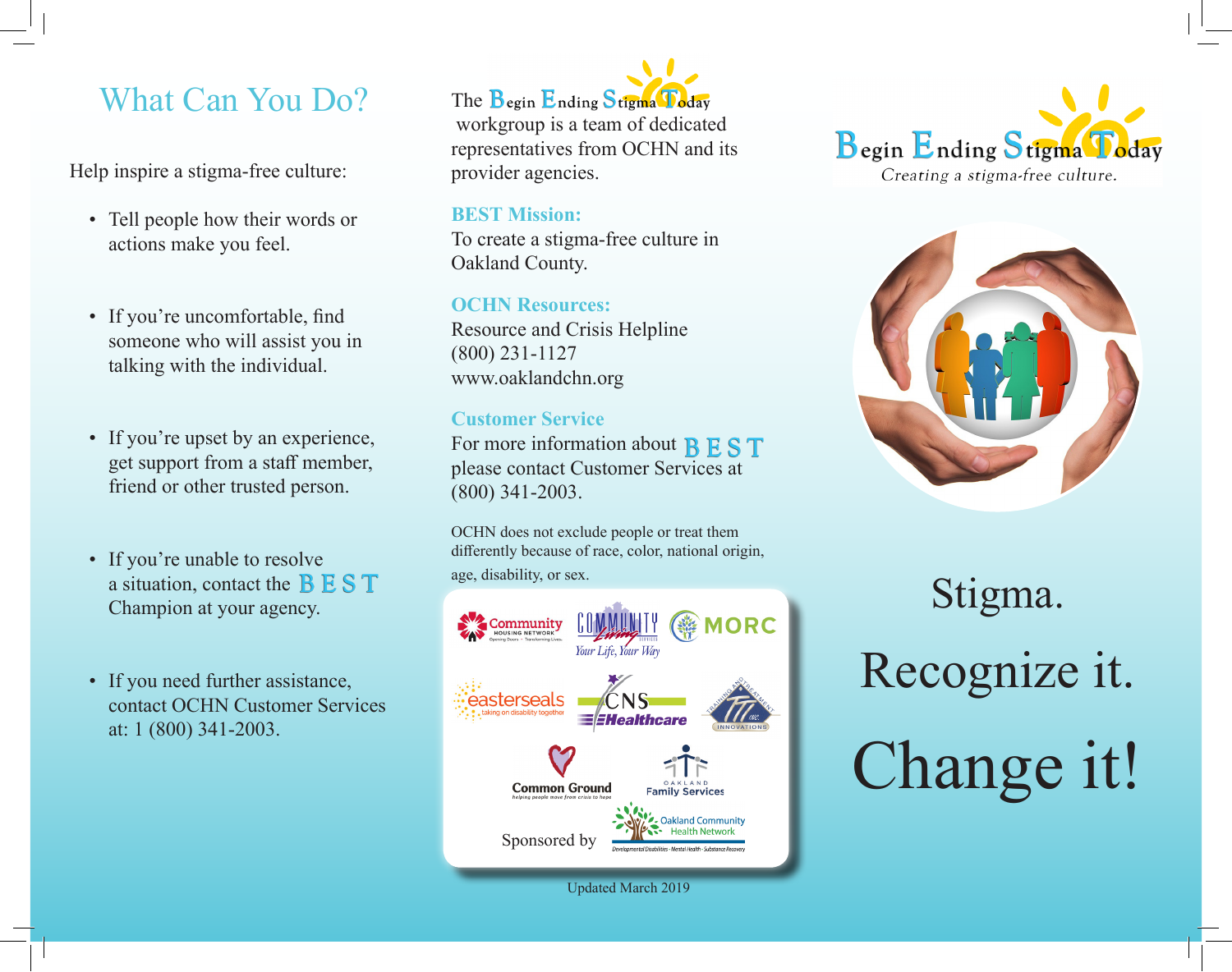# What Can You Do?

Help inspire a stigma-free culture:

- Tell people how their words or actions make you feel.
- If you're uncomfortable, find someone who will assist you in talking with the individual.
- If you're upset by an experience, get support from a staff member, friend or other trusted person.
- If you're unable to resolve a situation, contact the BEST Champion at your agency.
- If you need further assistance, contact OCHN Customer Services at: 1 (800) 341-2003.

The Begin Ending Stigma Today workgroup is a team of dedicated representatives from OCHN and its provider agencies.

### BEST Mission:

To create a stigma-free culture in Oakland County.

### OCHN Resources:

Resource and Crisis Helpline
(800) 231-1127
www.oaklandchn.org

### Customer Service

For more information about BEST please contact Customer Services at (800) 341-2003.

OCHN does not exclude people or treat them differently because of race, color, national origin, age, disability, or sex.

Community Housing Network — Opening Doors • Transforming Lives
Community Living Services — Your Life, Your Way
MORC
easterseals — taking on disability together
CNS Healthcare
Training and Treatment Innovations, Inc.
Common Ground — helping people move from crisis to hope
Oakland Family Services

Sponsored by Oakland Community Health Network — Developmental Disabilities • Mental Health • Substance Recovery

Updated March 2019

# Begin Ending Stigma Today

*Creating a stigma-free culture.*

# Stigma.

# Recognize it.

# Change it!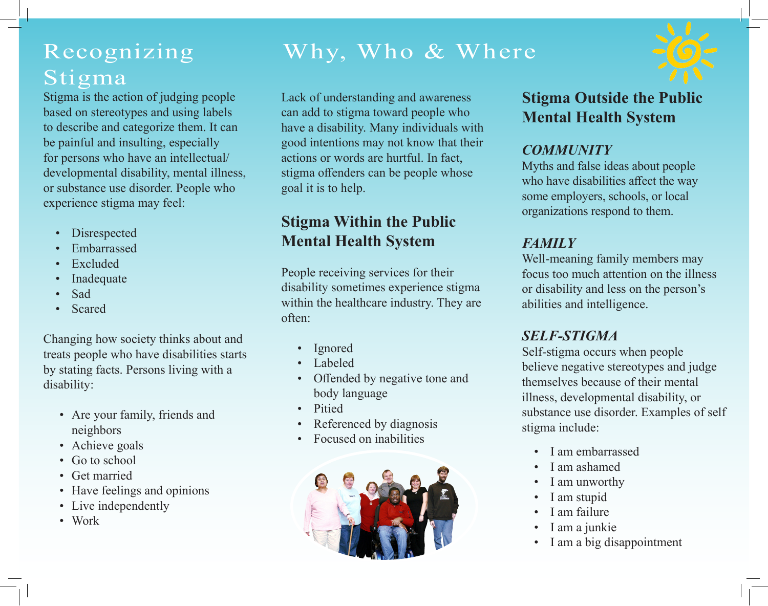# Recognizing Stigma

Stigma is the action of judging people based on stereotypes and using labels to describe and categorize them. It can be painful and insulting, especially for persons who have an intellectual/ developmental disability, mental illness, or substance use disorder. People who experience stigma may feel:

- Disrespected
- Embarrassed
- Excluded
- Inadequate
- Sad
- Scared

Changing how society thinks about and treats people who have disabilities starts by stating facts. Persons living with a disability:

- Are your family, friends and neighbors
- Achieve goals
- Go to school
- Get married
- Have feelings and opinions
- Live independently
- Work

# Why, Who & Where

Lack of understanding and awareness can add to stigma toward people who have a disability. Many individuals with good intentions may not know that their actions or words are hurtful. In fact, stigma offenders can be people whose goal it is to help.

## Stigma Within the Public Mental Health System

People receiving services for their disability sometimes experience stigma within the healthcare industry. They are often:

- Ignored
- Labeled
- Offended by negative tone and body language
- Pitied
- Referenced by diagnosis
- Focused on inabilities

## Stigma Outside the Public Mental Health System

### *COMMUNITY*

Myths and false ideas about people who have disabilities affect the way some employers, schools, or local organizations respond to them.

### *FAMILY*

Well-meaning family members may focus too much attention on the illness or disability and less on the person's abilities and intelligence.

### *SELF-STIGMA*

Self-stigma occurs when people believe negative stereotypes and judge themselves because of their mental illness, developmental disability, or substance use disorder. Examples of self stigma include:

- I am embarrassed
- I am ashamed
- I am unworthy
- I am stupid
- I am failure
- I am a junkie
- I am a big disappointment